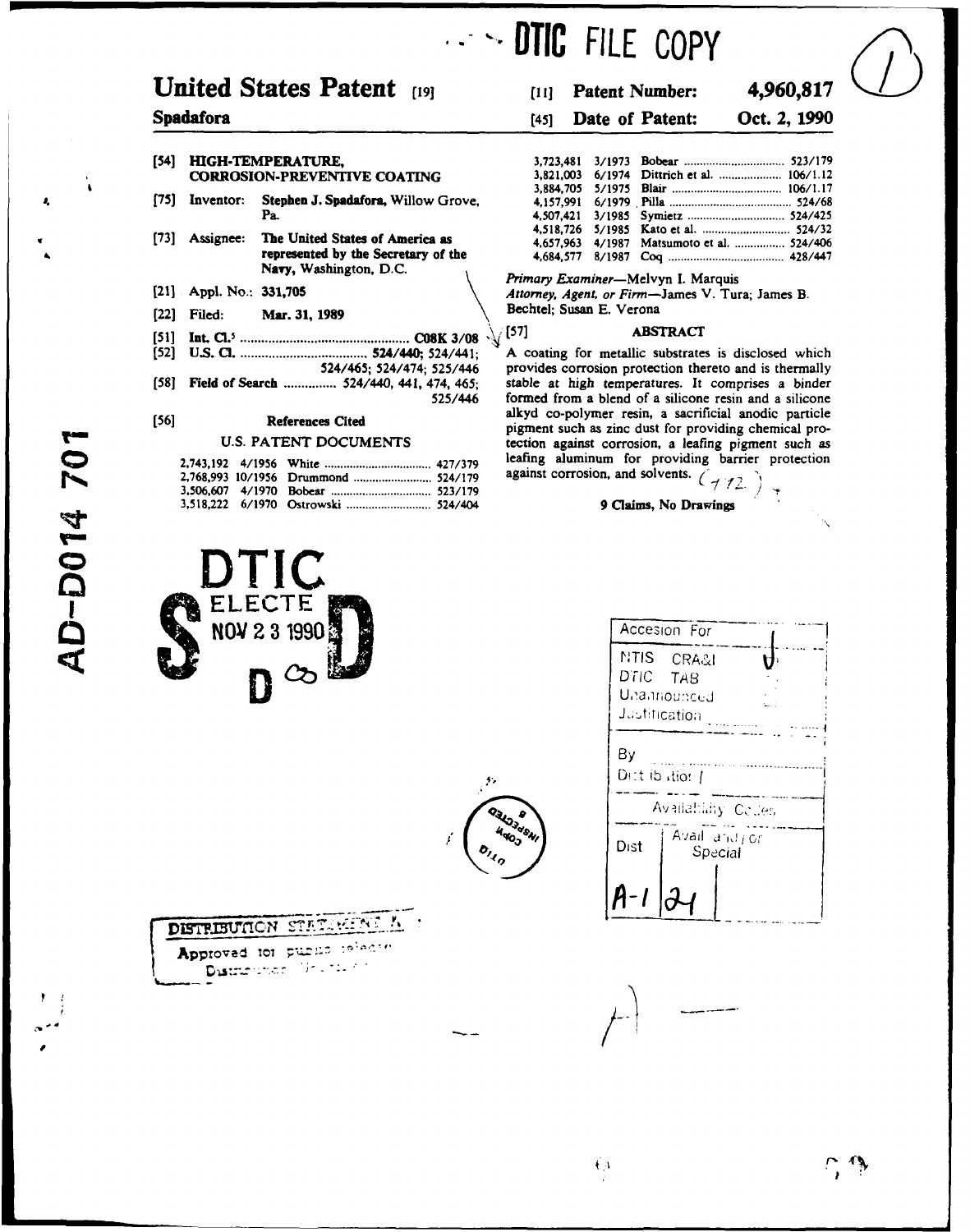DTIC FILE COPY

# United States Patent [19]

**Spadafora**

[11] **Patent Number:** **4,960,817**

[45] **Date of Patent:** **Oct. 2, 1990**

[54] **HIGH-TEMPERATURE, CORROSION-PREVENTIVE COATING**

[75] Inventor: **Stephen J. Spadafora**, Willow Grove, Pa.

[73] Assignee: **The United States of America as represented by the Secretary of the Navy**, Washington, D.C.

[21] Appl. No.: **331,705**

[22] Filed: **Mar. 31, 1989**

[51] **Int. Cl.**[5] ...... **C08K 3/08**

[52] **U.S. Cl.** ...... **524/440**; 524/441; 524/465; 524/474; 525/446

[58] **Field of Search** ...... 524/440, 441, 474, 465; 525/446

[56] **References Cited**

U.S. PATENT DOCUMENTS

| | | | |
|---|---|---|---|
| 2,743,192 | 4/1956 | White | 427/379 |
| 2,768,993 | 10/1956 | Drummond | 524/179 |
| 3,506,607 | 4/1970 | Bobear | 523/179 |
| 3,518,222 | 6/1970 | Ostrowski | 524/404 |
| 3,723,481 | 3/1973 | Bobear | 523/179 |
| 3,821,003 | 6/1974 | Dittrich et al. | 106/1.12 |
| 3,884,705 | 5/1975 | Blair | 106/1.17 |
| 4,157,991 | 6/1979 | Pilla | 524/68 |
| 4,507,421 | 3/1985 | Symietz | 524/425 |
| 4,518,726 | 5/1985 | Kato et al. | 524/32 |
| 4,657,963 | 4/1987 | Matsumoto et al. | 524/406 |
| 4,684,577 | 8/1987 | Coq | 428/447 |

*Primary Examiner*—Melvyn I. Marquis

*Attorney, Agent, or Firm*—James V. Tura; James B. Bechtel; Susan E. Verona

[57] **ABSTRACT**

A coating for metallic substrates is disclosed which provides corrosion protection thereto and is thermally stable at high temperatures. It comprises a binder formed from a blend of a silicone resin and a silicone alkyd co-polymer resin, a sacrificial anodic particle pigment such as zinc dust for providing chemical protection against corrosion, a leafing pigment such as leafing aluminum for providing barrier protection against corrosion, and solvents.

**9 Claims, No Drawings**

AD-D014 701

DTIC ELECTE NOV 2 3 1990

| Accesion For | |
|---|---|
| NTIS CRA&I | ✓ |
| DTIC TAB | |
| Unannounced | |
| Justification | |
| By | |
| Distribution / | |
| Availability Codes | |
| Dist | Avail and / or Special |
| A-1 | 24 |

DISTRIBUTION STATEMENT A

Approved for public release; Distribution Unlimited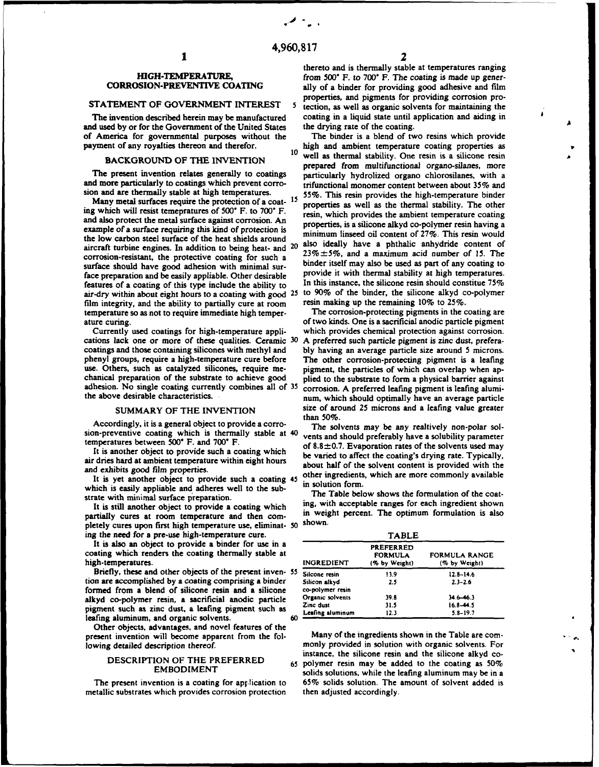# HIGH-TEMPERATURE, CORROSION-PREVENTIVE COATING

## STATEMENT OF GOVERNMENT INTEREST

The invention described herein may be manufactured and used by or for the Government of the United States of America for governmental purposes without the payment of any royalties thereon and therefor.

## BACKGROUND OF THE INVENTION

The present invention relates generally to coatings and more particularly to coatings which prevent corrosion and are thermally stable at high temperatures.

Many metal surfaces require the protection of a coating which will resist temeperatures of 500° F. to 700° F. and also protect the metal surface against corrosion. An example of a surface requiring this kind of protection is the low carbon steel surface of the heat shields around aircraft turbine engines. In addition to being heat- and corrosion-resistant, the protective coating for such a surface should have good adhesion with minimal surface preparation and be easily appliable. Other desirable features of a coating of this type include the ability to air-dry within about eight hours to a coating with good film integrity, and the ability to partially cure at room temperature so as not to require immediate high temperature curing.

Currently used coatings for high-temperature applications lack one or more of these qualities. Ceramic coatings and those containing silicones with methyl and phenyl groups, require a high-temperature cure before use. Others, such as catalyzed silicones, require mechanical preparation of the substrate to achieve good adhesion. No single coating currently combines all of the above desirable characteristics.

## SUMMARY OF THE INVENTION

Accordingly, it is a general object to provide a corrosion-preventive coating which is thermally stable at temperatures between 500° F. and 700° F.

It is another object to provide such a coating which air dries hard at ambient temperature within eight hours and exhibits good film properties.

It is yet another object to provide such a coating which is easily appliable and adheres well to the substrate with minimal surface preparation.

It is still another object to provide a coating which partially cures at room temperature and then completely cures upon first high temperature use, eliminating the need for a pre-use high-temperature cure.

It is also an object to provide a binder for use in a coating which renders the coating thermally stable at high-temperatures.

Briefly, these and other objects of the present invention are accomplished by a coating comprising a binder formed from a blend of silicone resin and a silicone alkyd co-polymer resin, a sacrificial anodic particle pigment such as zinc dust, a leafing pigment such as leafing aluminum, and organic solvents.

Other objects, advantages, and novel features of the present invention will become apparent from the following detailed description thereof.

## DESCRIPTION OF THE PREFERRED EMBODIMENT

The present invention is a coating for application to metallic substrates which provides corrosion protection thereto and is thermally stable at temperatures ranging from 500° F. to 700° F. The coating is made up generally of a binder for providing good adhesive and film properties, and pigments for providing corrosion protection, as well as organic solvents for maintaining the coating in a liquid state until application and aiding in the drying rate of the coating.

The binder is a blend of two resins which provide high and ambient temperature coating properties as well as thermal stability. One resin is a silicone resin prepared from multifunctional organo-silanes, more particularly hydrolized organo chlorosilanes, with a trifunctional monomer content between about 35% and 55%. This resin provides the high-temperature binder properties as well as the thermal stability. The other resin, which provides the ambient temperature coating properties, is a silicone alkyd co-polymer resin having a minimum linseed oil content of 27%. This resin would also ideally have a phthalic anhydride content of 23%±5%, and a maximum acid number of 15. The binder itself may also be used as part of any coating to provide it with thermal stability at high temperatures. In this instance, the silicone resin should constitue 75% to 90% of the binder, the silicone alkyd co-polymer resin making up the remaining 10% to 25%.

The corrosion-protecting pigments in the coating are of two kinds. One is a sacrificial anodic particle pigment which provides chemical protection against corrosion. A preferred such particle pigment is zinc dust, preferably having an average particle size around 5 microns. The other corrosion-protecting pigment is a leafing pigment, the particles of which can overlap when applied to the substrate to form a physical barrier against corrosion. A preferred leafing pigment is leafing aluminum, which should optimally have an average particle size of around 25 microns and a leafing value greater than 50%.

The solvents may be any realtively non-polar solvents and should preferably have a solubility parameter of 8.8±0.7. Evaporation rates of the solvents used may be varied to affect the coating's drying rate. Typically, about half of the solvent content is provided with the other ingredients, which are more commonly available in solution form.

The Table below shows the formulation of the coating, with acceptable ranges for each ingredient shown in weight percent. The optimum formulation is also shown.

TABLE

| INGREDIENT | PREFERRED FORMULA (% by Weight) | FORMULA RANGE (% by Weight) |
|---|---|---|
| Silcone resin | 13.9 | 12.8–14.6 |
| Silicon alkyd co-polymer resin | 2.5 | 2.3–2.6 |
| Organic solvents | 39.8 | 34.6–46.3 |
| Zinc dust | 31.5 | 16.8–44.5 |
| Leafing aluminum | 12.3 | 5.8–19.7 |

Many of the ingredients shown in the Table are commonly provided in solution with organic solvents. For instance, the silicone resin and the silicone alkyd co-polymer resin may be added to the coating as 50% solids solutions, while the leafing aluminum may be in a 65% solids solution. The amount of solvent added is then adjusted accordingly.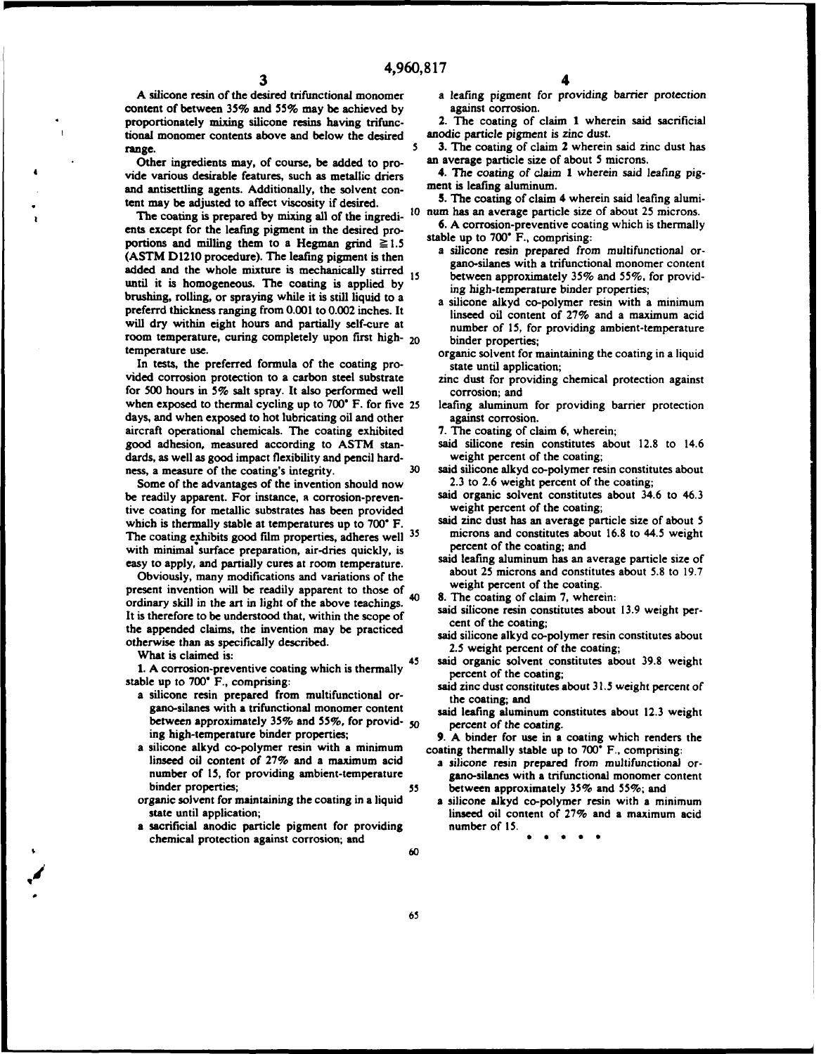A silicone resin of the desired trifunctional monomer content of between 35% and 55% may be achieved by proportionately mixing silicone resins having trifunctional monomer contents above and below the desired range.

Other ingredients may, of course, be added to provide various desirable features, such as metallic driers and antisettling agents. Additionally, the solvent content may be adjusted to affect viscosity if desired.

The coating is prepared by mixing all of the ingredients except for the leafing pigment in the desired proportions and milling them to a Hegman grind ≧1.5 (ASTM D1210 procedure). The leafing pigment is then added and the whole mixture is mechanically stirred until it is homogeneous. The coating is applied by brushing, rolling, or spraying while it is still liquid to a preferrd thickness ranging from 0.001 to 0.002 inches. It will dry within eight hours and partially self-cure at room temperature, curing completely upon first high-temperature use.

In tests, the preferred formula of the coating provided corrosion protection to a carbon steel substrate for 500 hours in 5% salt spray. It also performed well when exposed to thermal cycling up to 700° F. for five days, and when exposed to hot lubricating oil and other aircraft operational chemicals. The coating exhibited good adhesion, measured according to ASTM standards, as well as good impact flexibility and pencil hardness, a measure of the coating's integrity.

Some of the advantages of the invention should now be readily apparent. For instance, a corrosion-preventive coating for metallic substrates has been provided which is thermally stable at temperatures up to 700° F. The coating exhibits good film properties, adheres well with minimal surface preparation, air-dries quickly, is easy to apply, and partially cures at room temperature.

Obviously, many modifications and variations of the present invention will be readily apparent to those of ordinary skill in the art in light of the above teachings. It is therefore to be understood that, within the scope of the appended claims, the invention may be practiced otherwise than as specifically described.

What is claimed is:

1. A corrosion-preventive coating which is thermally stable up to 700° F., comprising:
   - a silicone resin prepared from multifunctional organo-silanes with a trifunctional monomer content between approximately 35% and 55%, for providing high-temperature binder properties;
   - a silicone alkyd co-polymer resin with a minimum linseed oil content of 27% and a maximum acid number of 15, for providing ambient-temperature binder properties;
   - organic solvent for maintaining the coating in a liquid state until application;
   - a sacrificial anodic particle pigment for providing chemical protection against corrosion; and
   - a leafing pigment for providing barrier protection against corrosion.

2. The coating of claim 1 wherein said sacrificial anodic particle pigment is zinc dust.

3. The coating of claim 2 wherein said zinc dust has an average particle size of about 5 microns.

4. The coating of claim 1 wherein said leafing pigment is leafing aluminum.

5. The coating of claim 4 wherein said leafing aluminum has an average particle size of about 25 microns.

6. A corrosion-preventive coating which is thermally stable up to 700° F., comprising:
   - a silicone resin prepared from multifunctional organo-silanes with a trifunctional monomer content between approximately 35% and 55%, for providing high-temperature binder properties;
   - a silicone alkyd co-polymer resin with a minimum linseed oil content of 27% and a maximum acid number of 15, for providing ambient-temperature binder properties;
   - organic solvent for maintaining the coating in a liquid state until application;
   - zinc dust for providing chemical protection against corrosion; and
   - leafing aluminum for providing barrier protection against corrosion.

7. The coating of claim 6, wherein;
   - said silicone resin constitutes about 12.8 to 14.6 weight percent of the coating;
   - said silicone alkyd co-polymer resin constitutes about 2.3 to 2.6 weight percent of the coating;
   - said organic solvent constitutes about 34.6 to 46.3 weight percent of the coating;
   - said zinc dust has an average particle size of about 5 microns and constitutes about 16.8 to 44.5 weight percent of the coating; and
   - said leafing aluminum has an average particle size of about 25 microns and constitutes about 5.8 to 19.7 weight percent of the coating.

8. The coating of claim 7, wherein:
   - said silicone resin constitutes about 13.9 weight percent of the coating;
   - said silicone alkyd co-polymer resin constitutes about 2.5 weight percent of the coating;
   - said organic solvent constitutes about 39.8 weight percent of the coating;
   - said zinc dust constitutes about 31.5 weight percent of the coating; and
   - said leafing aluminum constitutes about 12.3 weight percent of the coating.

9. A binder for use in a coating which renders the coating thermally stable up to 700° F., comprising:
   - a silicone resin prepared from multifunctional organo-silanes with a trifunctional monomer content between approximately 35% and 55%; and
   - a silicone alkyd co-polymer resin with a minimum linseed oil content of 27% and a maximum acid number of 15.

\* \* \* \* \*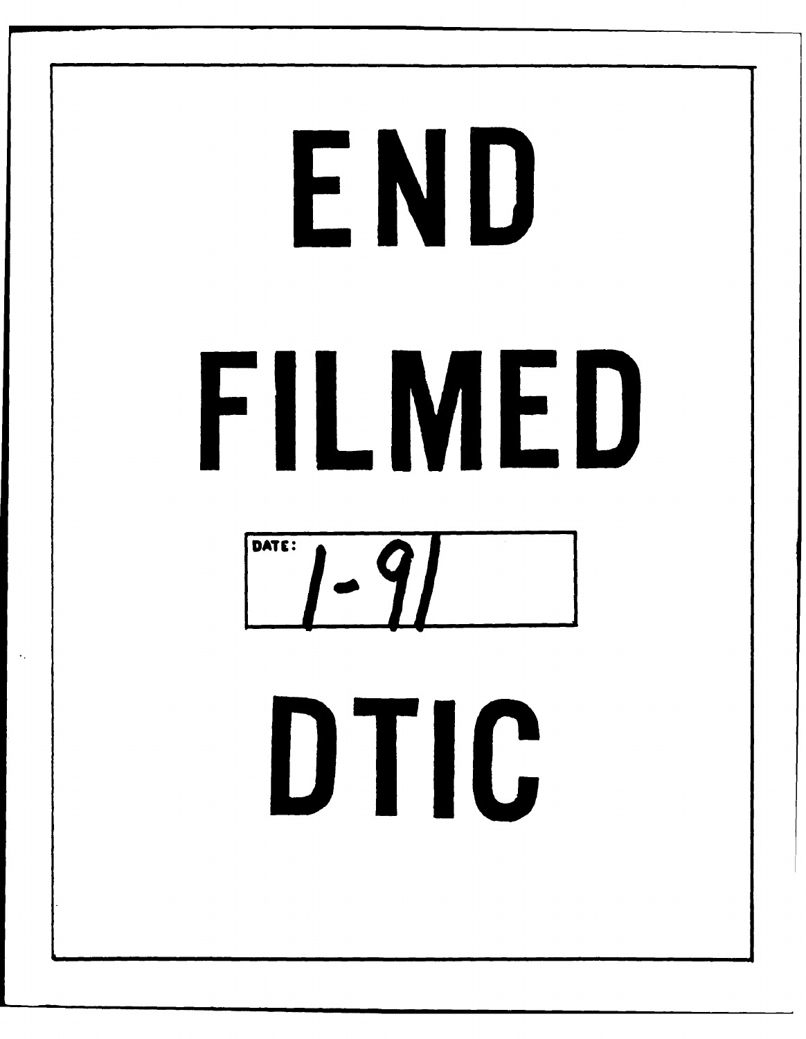# END

# FILMED

DATE: 1-91

# DTIC